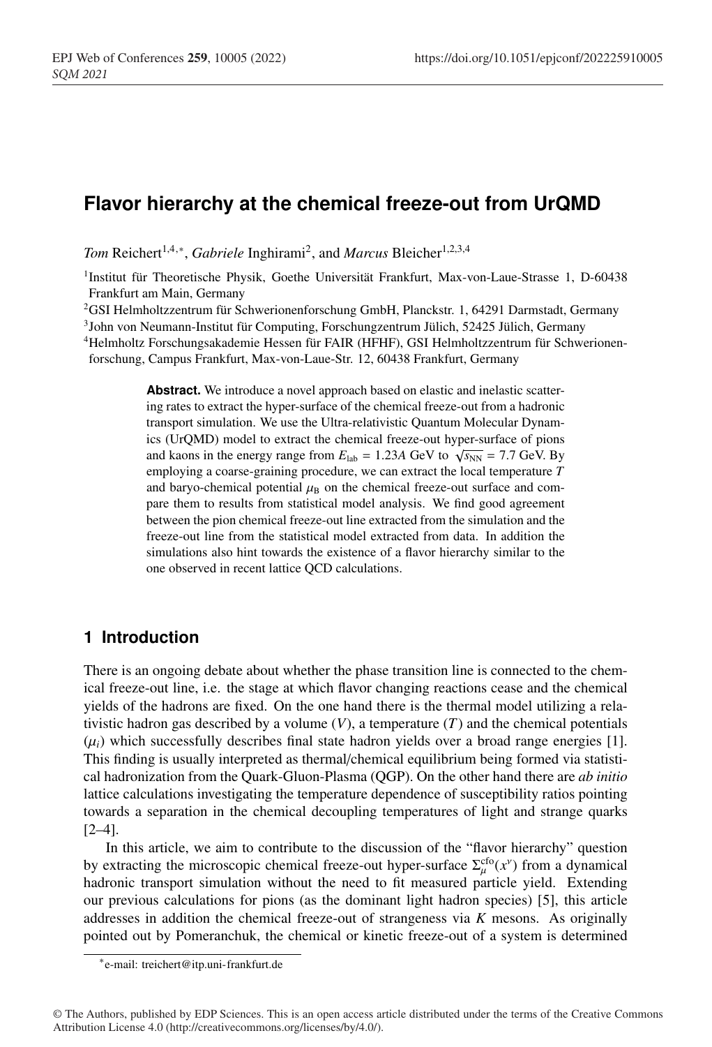# Flavor hierarchy at the chemical freeze-out from UrQMD

*Tom* Reichert[1,4,*], *Gabriele* Inghirami[2], and *Marcus* Bleicher[1,2,3,4]

[1]Institut für Theoretische Physik, Goethe Universität Frankfurt, Max-von-Laue-Strasse 1, D-60438 Frankfurt am Main, Germany

[2]GSI Helmholtzzentrum für Schwerionenforschung GmbH, Planckstr. 1, 64291 Darmstadt, Germany

[3]John von Neumann-Institut für Computing, Forschungzentrum Jülich, 52425 Jülich, Germany

[4]Helmholtz Forschungsakademie Hessen für FAIR (HFHF), GSI Helmholtzzentrum für Schwerionenforschung, Campus Frankfurt, Max-von-Laue-Str. 12, 60438 Frankfurt, Germany

**Abstract.** We introduce a novel approach based on elastic and inelastic scattering rates to extract the hyper-surface of the chemical freeze-out from a hadronic transport simulation. We use the Ultra-relativistic Quantum Molecular Dynamics (UrQMD) model to extract the chemical freeze-out hyper-surface of pions and kaons in the energy range from $E_{\rm lab} = 1.23A$ GeV to $\sqrt{s_{\rm NN}} = 7.7$ GeV. By employing a coarse-graining procedure, we can extract the local temperature $T$ and baryo-chemical potential $\mu_{\rm B}$ on the chemical freeze-out surface and compare them to results from statistical model analysis. We find good agreement between the pion chemical freeze-out line extracted from the simulation and the freeze-out line from the statistical model extracted from data. In addition the simulations also hint towards the existence of a flavor hierarchy similar to the one observed in recent lattice QCD calculations.

## 1 Introduction

There is an ongoing debate about whether the phase transition line is connected to the chemical freeze-out line, i.e. the stage at which flavor changing reactions cease and the chemical yields of the hadrons are fixed. On the one hand there is the thermal model utilizing a relativistic hadron gas described by a volume ($V$), a temperature ($T$) and the chemical potentials ($\mu_i$) which successfully describes final state hadron yields over a broad range energies [1]. This finding is usually interpreted as thermal/chemical equilibrium being formed via statistical hadronization from the Quark-Gluon-Plasma (QGP). On the other hand there are *ab initio* lattice calculations investigating the temperature dependence of susceptibility ratios pointing towards a separation in the chemical decoupling temperatures of light and strange quarks [2–4].

In this article, we aim to contribute to the discussion of the "flavor hierarchy" question by extracting the microscopic chemical freeze-out hyper-surface $\Sigma_\mu^{\rm cfo}(x^\nu)$ from a dynamical hadronic transport simulation without the need to fit measured particle yield. Extending our previous calculations for pions (as the dominant light hadron species) [5], this article addresses in addition the chemical freeze-out of strangeness via $K$ mesons. As originally pointed out by Pomeranchuk, the chemical or kinetic freeze-out of a system is determined

*e-mail: treichert@itp.uni-frankfurt.de

© The Authors, published by EDP Sciences. This is an open access article distributed under the terms of the Creative Commons Attribution License 4.0 (http://creativecommons.org/licenses/by/4.0/).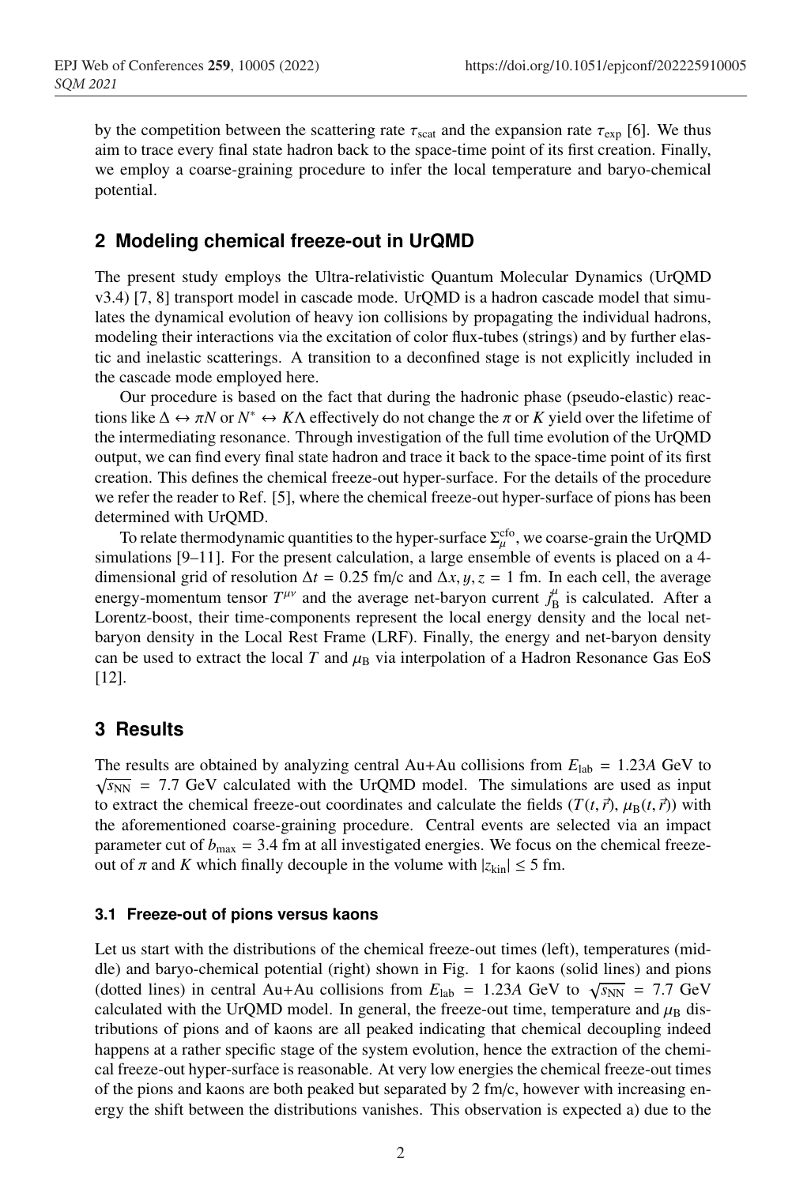by the competition between the scattering rate $\tau_{\rm scat}$ and the expansion rate $\tau_{\rm exp}$ [6]. We thus aim to trace every final state hadron back to the space-time point of its first creation. Finally, we employ a coarse-graining procedure to infer the local temperature and baryo-chemical potential.

## 2 Modeling chemical freeze-out in UrQMD

The present study employs the Ultra-relativistic Quantum Molecular Dynamics (UrQMD v3.4) [7, 8] transport model in cascade mode. UrQMD is a hadron cascade model that simulates the dynamical evolution of heavy ion collisions by propagating the individual hadrons, modeling their interactions via the excitation of color flux-tubes (strings) and by further elastic and inelastic scatterings. A transition to a deconfined stage is not explicitly included in the cascade mode employed here.

Our procedure is based on the fact that during the hadronic phase (pseudo-elastic) reactions like $\Delta \leftrightarrow \pi N$ or $N^* \leftrightarrow K\Lambda$ effectively do not change the $\pi$ or $K$ yield over the lifetime of the intermediating resonance. Through investigation of the full time evolution of the UrQMD output, we can find every final state hadron and trace it back to the space-time point of its first creation. This defines the chemical freeze-out hyper-surface. For the details of the procedure we refer the reader to Ref. [5], where the chemical freeze-out hyper-surface of pions has been determined with UrQMD.

To relate thermodynamic quantities to the hyper-surface $\Sigma_\mu^{\rm cfo}$, we coarse-grain the UrQMD simulations [9–11]. For the present calculation, a large ensemble of events is placed on a 4-dimensional grid of resolution $\Delta t = 0.25$ fm/c and $\Delta x, y, z = 1$ fm. In each cell, the average energy-momentum tensor $T^{\mu\nu}$ and the average net-baryon current $j_{\rm B}^\mu$ is calculated. After a Lorentz-boost, their time-components represent the local energy density and the local net-baryon density in the Local Rest Frame (LRF). Finally, the energy and net-baryon density can be used to extract the local $T$ and $\mu_{\rm B}$ via interpolation of a Hadron Resonance Gas EoS [12].

## 3 Results

The results are obtained by analyzing central Au+Au collisions from $E_{\rm lab} = 1.23A$ GeV to $\sqrt{s_{\rm NN}} = 7.7$ GeV calculated with the UrQMD model. The simulations are used as input to extract the chemical freeze-out coordinates and calculate the fields $(T(t, \vec{r}), \mu_{\rm B}(t, \vec{r}))$ with the aforementioned coarse-graining procedure. Central events are selected via an impact parameter cut of $b_{\rm max} = 3.4$ fm at all investigated energies. We focus on the chemical freeze-out of $\pi$ and $K$ which finally decouple in the volume with $|z_{\rm kin}| \leq 5$ fm.

### 3.1 Freeze-out of pions versus kaons

Let us start with the distributions of the chemical freeze-out times (left), temperatures (middle) and baryo-chemical potential (right) shown in Fig. 1 for kaons (solid lines) and pions (dotted lines) in central Au+Au collisions from $E_{\rm lab} = 1.23A$ GeV to $\sqrt{s_{\rm NN}} = 7.7$ GeV calculated with the UrQMD model. In general, the freeze-out time, temperature and $\mu_{\rm B}$ distributions of pions and of kaons are all peaked indicating that chemical decoupling indeed happens at a rather specific stage of the system evolution, hence the extraction of the chemical freeze-out hyper-surface is reasonable. At very low energies the chemical freeze-out times of the pions and kaons are both peaked but separated by 2 fm/c, however with increasing energy the shift between the distributions vanishes. This observation is expected a) due to the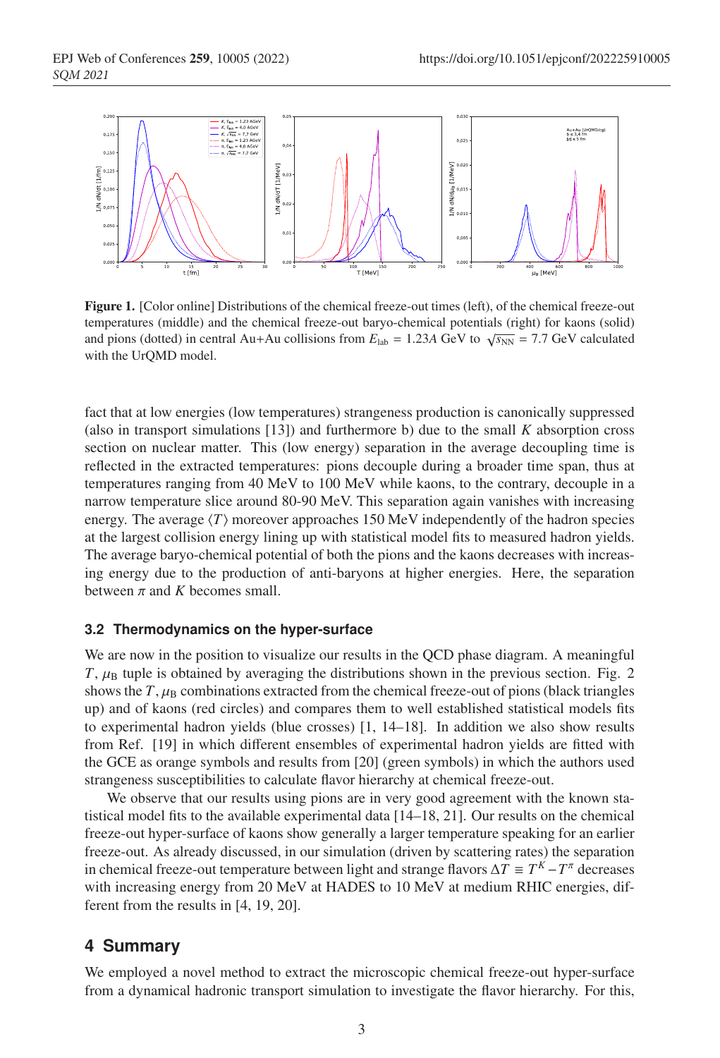**Figure 1.** [Color online] Distributions of the chemical freeze-out times (left), of the chemical freeze-out temperatures (middle) and the chemical freeze-out baryo-chemical potentials (right) for kaons (solid) and pions (dotted) in central Au+Au collisions from $E_{\rm lab} = 1.23A$ GeV to $\sqrt{s_{\rm NN}} = 7.7$ GeV calculated with the UrQMD model.

fact that at low energies (low temperatures) strangeness production is canonically suppressed (also in transport simulations [13]) and furthermore b) due to the small $K$ absorption cross section on nuclear matter. This (low energy) separation in the average decoupling time is reflected in the extracted temperatures: pions decouple during a broader time span, thus at temperatures ranging from 40 MeV to 100 MeV while kaons, to the contrary, decouple in a narrow temperature slice around 80-90 MeV. This separation again vanishes with increasing energy. The average $\langle T \rangle$ moreover approaches 150 MeV independently of the hadron species at the largest collision energy lining up with statistical model fits to measured hadron yields. The average baryo-chemical potential of both the pions and the kaons decreases with increasing energy due to the production of anti-baryons at higher energies. Here, the separation between $\pi$ and $K$ becomes small.

### 3.2 Thermodynamics on the hyper-surface

We are now in the position to visualize our results in the QCD phase diagram. A meaningful $T$, $\mu_{\rm B}$ tuple is obtained by averaging the distributions shown in the previous section. Fig. 2 shows the $T$, $\mu_{\rm B}$ combinations extracted from the chemical freeze-out of pions (black triangles up) and of kaons (red circles) and compares them to well established statistical models fits to experimental hadron yields (blue crosses) [1, 14–18]. In addition we also show results from Ref. [19] in which different ensembles of experimental hadron yields are fitted with the GCE as orange symbols and results from [20] (green symbols) in which the authors used strangeness susceptibilities to calculate flavor hierarchy at chemical freeze-out.

We observe that our results using pions are in very good agreement with the known statistical model fits to the available experimental data [14–18, 21]. Our results on the chemical freeze-out hyper-surface of kaons show generally a larger temperature speaking for an earlier freeze-out. As already discussed, in our simulation (driven by scattering rates) the separation in chemical freeze-out temperature between light and strange flavors $\Delta T \equiv T^K - T^\pi$ decreases with increasing energy from 20 MeV at HADES to 10 MeV at medium RHIC energies, different from the results in [4, 19, 20].

## 4 Summary

We employed a novel method to extract the microscopic chemical freeze-out hyper-surface from a dynamical hadronic transport simulation to investigate the flavor hierarchy. For this,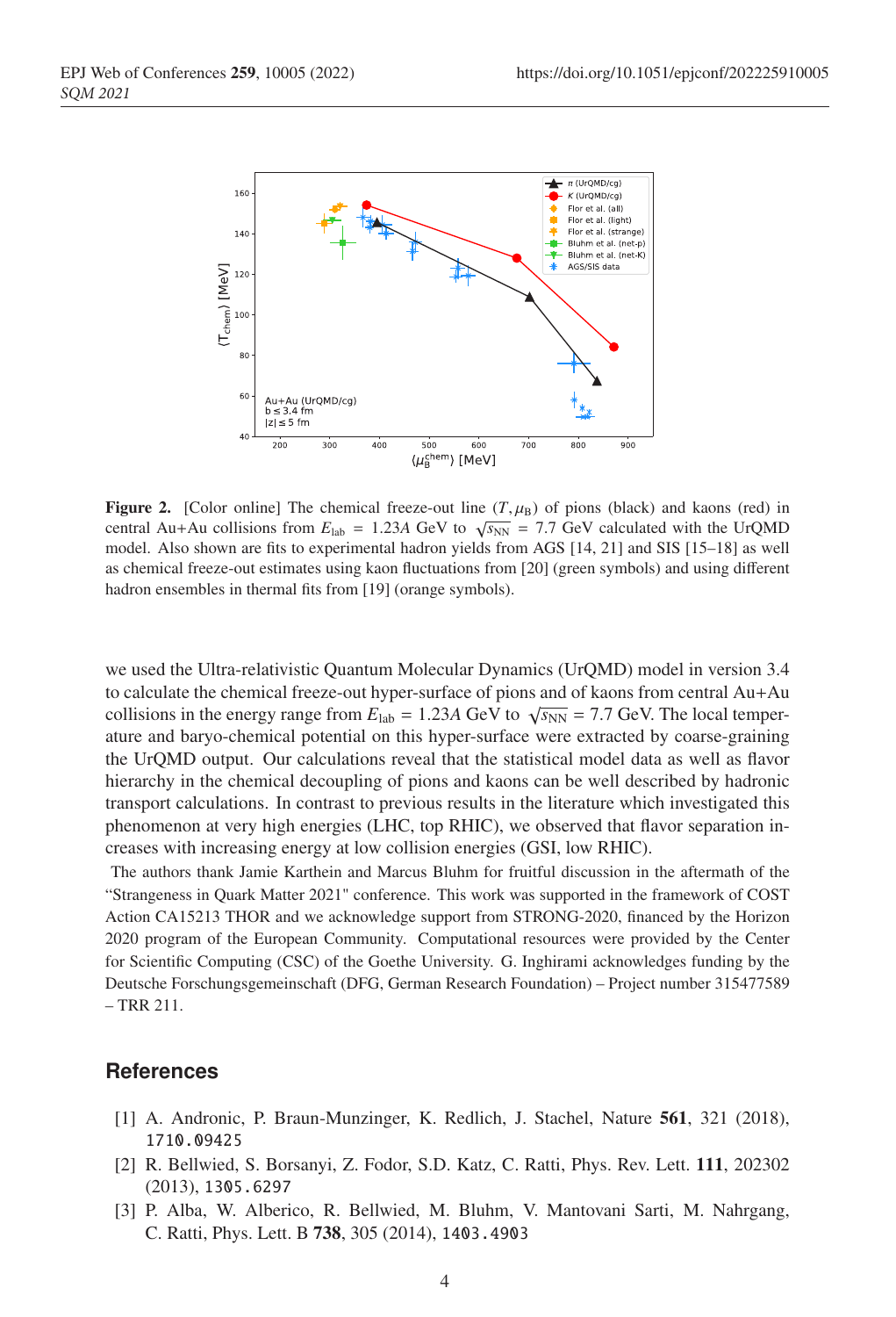**Figure 2.** [Color online] The chemical freeze-out line $(T, \mu_B)$ of pions (black) and kaons (red) in central Au+Au collisions from $E_{\text{lab}} = 1.23A$ GeV to $\sqrt{s_{\text{NN}}} = 7.7$ GeV calculated with the UrQMD model. Also shown are fits to experimental hadron yields from AGS [14, 21] and SIS [15–18] as well as chemical freeze-out estimates using kaon fluctuations from [20] (green symbols) and using different hadron ensembles in thermal fits from [19] (orange symbols).

we used the Ultra-relativistic Quantum Molecular Dynamics (UrQMD) model in version 3.4 to calculate the chemical freeze-out hyper-surface of pions and of kaons from central Au+Au collisions in the energy range from $E_{\text{lab}} = 1.23A$ GeV to $\sqrt{s_{\text{NN}}} = 7.7$ GeV. The local temperature and baryo-chemical potential on this hyper-surface were extracted by coarse-graining the UrQMD output. Our calculations reveal that the statistical model data as well as flavor hierarchy in the chemical decoupling of pions and kaons can be well described by hadronic transport calculations. In contrast to previous results in the literature which investigated this phenomenon at very high energies (LHC, top RHIC), we observed that flavor separation increases with increasing energy at low collision energies (GSI, low RHIC).

The authors thank Jamie Karthein and Marcus Bluhm for fruitful discussion in the aftermath of the "Strangeness in Quark Matter 2021" conference. This work was supported in the framework of COST Action CA15213 THOR and we acknowledge support from STRONG-2020, financed by the Horizon 2020 program of the European Community. Computational resources were provided by the Center for Scientific Computing (CSC) of the Goethe University. G. Inghirami acknowledges funding by the Deutsche Forschungsgemeinschaft (DFG, German Research Foundation) – Project number 315477589 – TRR 211.

## References

[1] A. Andronic, P. Braun-Munzinger, K. Redlich, J. Stachel, Nature **561**, 321 (2018), 1710.09425

[2] R. Bellwied, S. Borsanyi, Z. Fodor, S.D. Katz, C. Ratti, Phys. Rev. Lett. **111**, 202302 (2013), 1305.6297

[3] P. Alba, W. Alberico, R. Bellwied, M. Bluhm, V. Mantovani Sarti, M. Nahrgang, C. Ratti, Phys. Lett. B **738**, 305 (2014), 1403.4903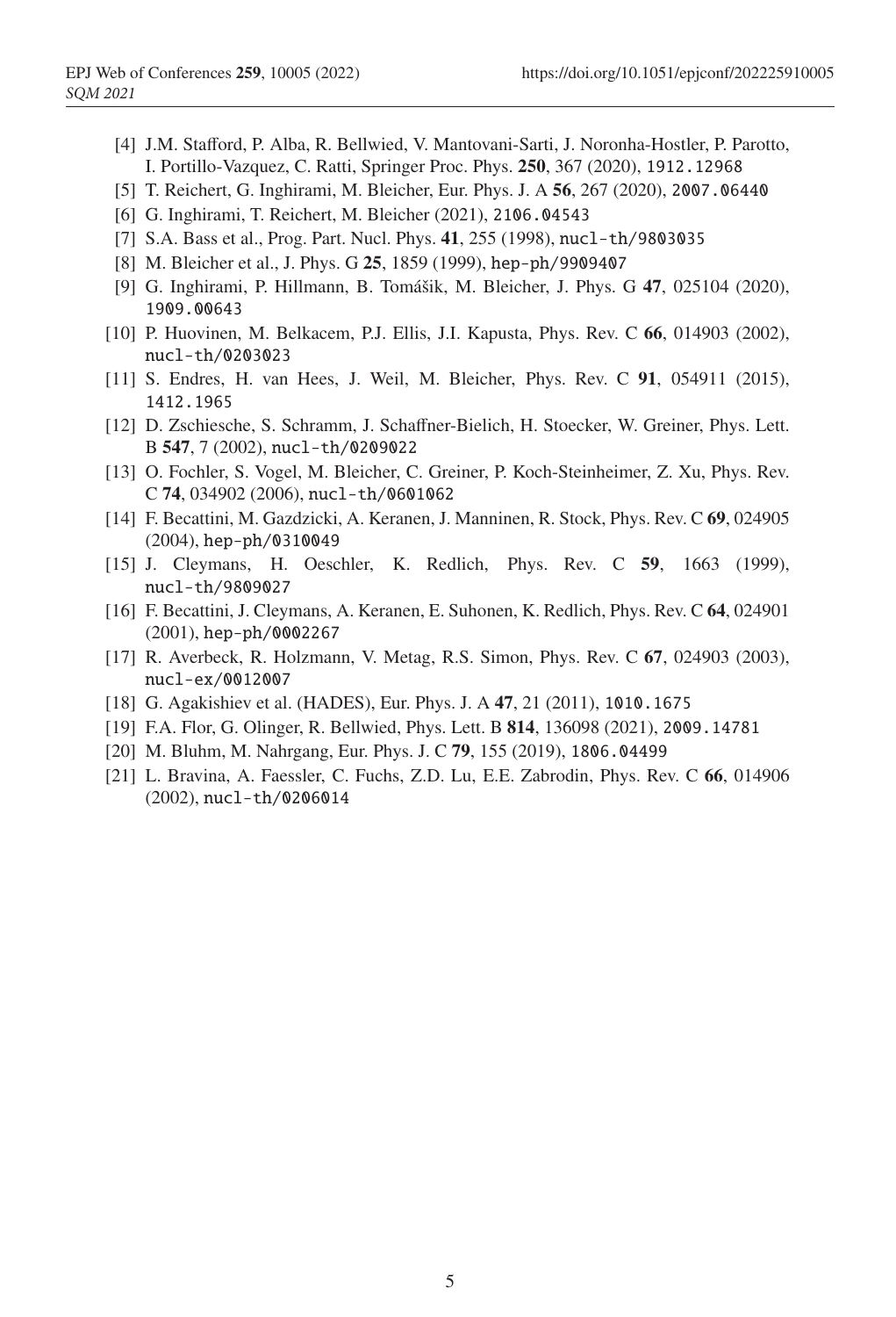[4] J.M. Stafford, P. Alba, R. Bellwied, V. Mantovani-Sarti, J. Noronha-Hostler, P. Parotto, I. Portillo-Vazquez, C. Ratti, Springer Proc. Phys. **250**, 367 (2020), 1912.12968

[5] T. Reichert, G. Inghirami, M. Bleicher, Eur. Phys. J. A **56**, 267 (2020), 2007.06440

[6] G. Inghirami, T. Reichert, M. Bleicher (2021), 2106.04543

[7] S.A. Bass et al., Prog. Part. Nucl. Phys. **41**, 255 (1998), nucl-th/9803035

[8] M. Bleicher et al., J. Phys. G **25**, 1859 (1999), hep-ph/9909407

[9] G. Inghirami, P. Hillmann, B. Tomášik, M. Bleicher, J. Phys. G **47**, 025104 (2020), 1909.00643

[10] P. Huovinen, M. Belkacem, P.J. Ellis, J.I. Kapusta, Phys. Rev. C **66**, 014903 (2002), nucl-th/0203023

[11] S. Endres, H. van Hees, J. Weil, M. Bleicher, Phys. Rev. C **91**, 054911 (2015), 1412.1965

[12] D. Zschiesche, S. Schramm, J. Schaffner-Bielich, H. Stoecker, W. Greiner, Phys. Lett. B **547**, 7 (2002), nucl-th/0209022

[13] O. Fochler, S. Vogel, M. Bleicher, C. Greiner, P. Koch-Steinheimer, Z. Xu, Phys. Rev. C **74**, 034902 (2006), nucl-th/0601062

[14] F. Becattini, M. Gazdzicki, A. Keranen, J. Manninen, R. Stock, Phys. Rev. C **69**, 024905 (2004), hep-ph/0310049

[15] J. Cleymans, H. Oeschler, K. Redlich, Phys. Rev. C **59**, 1663 (1999), nucl-th/9809027

[16] F. Becattini, J. Cleymans, A. Keranen, E. Suhonen, K. Redlich, Phys. Rev. C **64**, 024901 (2001), hep-ph/0002267

[17] R. Averbeck, R. Holzmann, V. Metag, R.S. Simon, Phys. Rev. C **67**, 024903 (2003), nucl-ex/0012007

[18] G. Agakishiev et al. (HADES), Eur. Phys. J. A **47**, 21 (2011), 1010.1675

[19] F.A. Flor, G. Olinger, R. Bellwied, Phys. Lett. B **814**, 136098 (2021), 2009.14781

[20] M. Bluhm, M. Nahrgang, Eur. Phys. J. C **79**, 155 (2019), 1806.04499

[21] L. Bravina, A. Faessler, C. Fuchs, Z.D. Lu, E.E. Zabrodin, Phys. Rev. C **66**, 014906 (2002), nucl-th/0206014